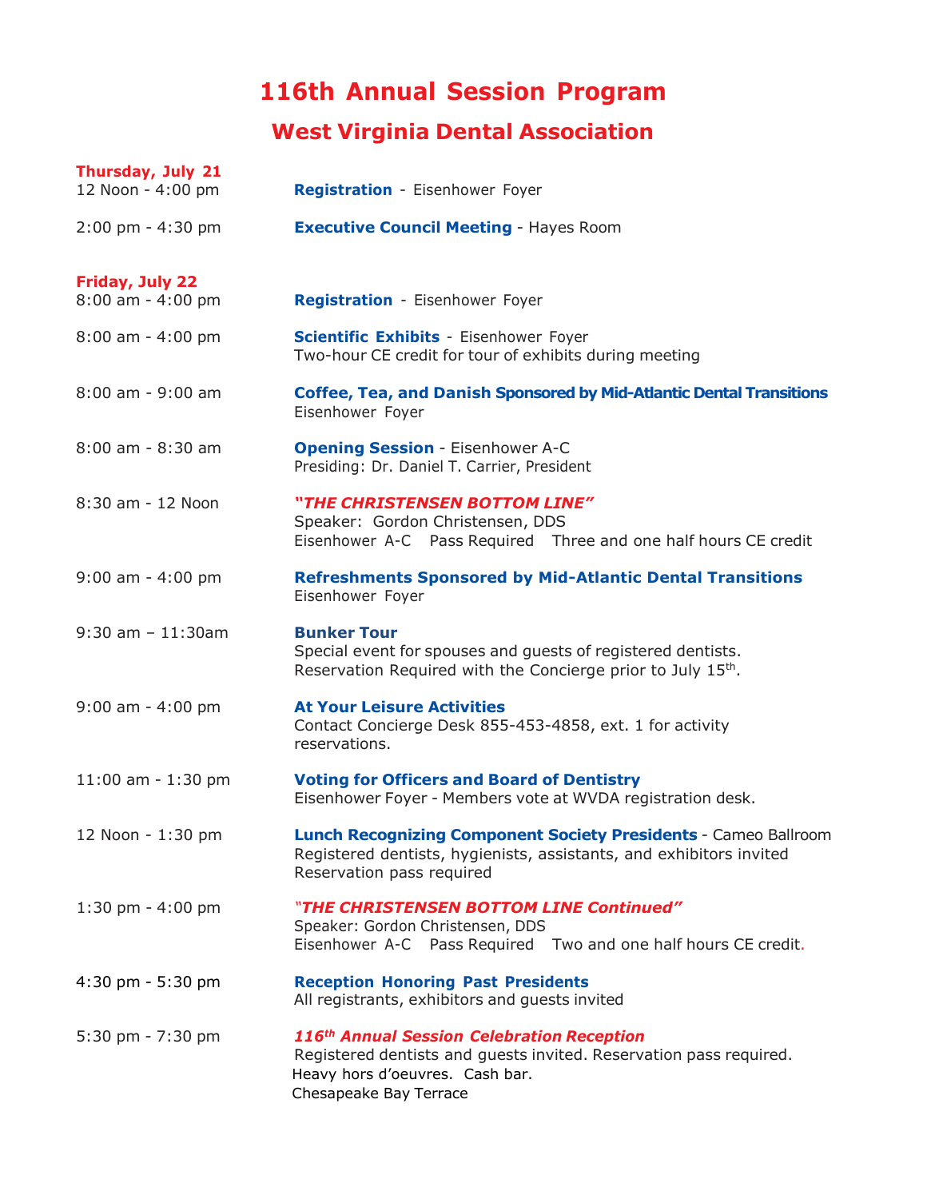# 116th Annual Session Program

## West Virginia Dental Association

### Thursday, July 21

12 Noon - 4:00 pm — **Registration** - Eisenhower Foyer

2:00 pm - 4:30 pm — **Executive Council Meeting** - Hayes Room

### Friday, July 22

8:00 am - 4:00 pm — **Registration** - Eisenhower Foyer

8:00 am - 4:00 pm — **Scientific Exhibits** - Eisenhower Foyer
Two-hour CE credit for tour of exhibits during meeting

8:00 am - 9:00 am — **Coffee, Tea, and Danish Sponsored by Mid-Atlantic Dental Transitions**
Eisenhower Foyer

8:00 am - 8:30 am — **Opening Session** - Eisenhower A-C
Presiding: Dr. Daniel T. Carrier, President

8:30 am - 12 Noon — ***"THE CHRISTENSEN BOTTOM LINE"***
Speaker: Gordon Christensen, DDS
Eisenhower A-C Pass Required Three and one half hours CE credit

9:00 am - 4:00 pm — **Refreshments Sponsored by Mid-Atlantic Dental Transitions**
Eisenhower Foyer

9:30 am – 11:30am — **Bunker Tour**
Special event for spouses and guests of registered dentists.
Reservation Required with the Concierge prior to July 15th.

9:00 am - 4:00 pm — **At Your Leisure Activities**
Contact Concierge Desk 855-453-4858, ext. 1 for activity reservations.

11:00 am - 1:30 pm — **Voting for Officers and Board of Dentistry**
Eisenhower Foyer - Members vote at WVDA registration desk.

12 Noon - 1:30 pm — **Lunch Recognizing Component Society Presidents** - Cameo Ballroom
Registered dentists, hygienists, assistants, and exhibitors invited
Reservation pass required

1:30 pm - 4:00 pm — ***"THE CHRISTENSEN BOTTOM LINE Continued"***
Speaker: Gordon Christensen, DDS
Eisenhower A-C Pass Required Two and one half hours CE credit.

4:30 pm - 5:30 pm — **Reception Honoring Past Presidents**
All registrants, exhibitors and guests invited

5:30 pm - 7:30 pm — ***116th Annual Session Celebration Reception***
Registered dentists and guests invited. Reservation pass required.
Heavy hors d'oeuvres. Cash bar.
Chesapeake Bay Terrace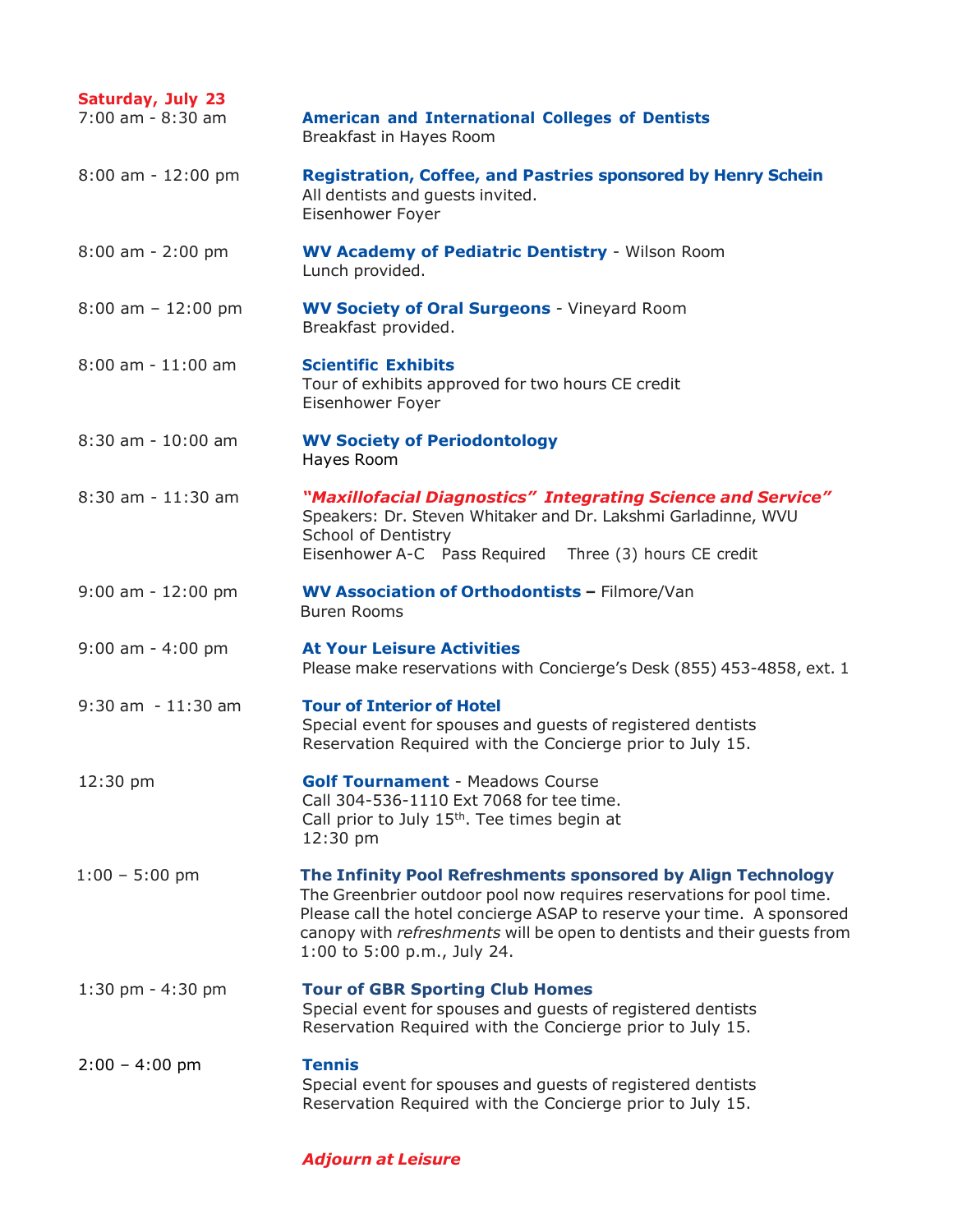## Saturday, July 23

| | |
|---|---|
| 7:00 am - 8:30 am | **American and International Colleges of Dentists**<br>Breakfast in Hayes Room |
| 8:00 am - 12:00 pm | **Registration, Coffee, and Pastries sponsored by Henry Schein**<br>All dentists and guests invited.<br>Eisenhower Foyer |
| 8:00 am - 2:00 pm | **WV Academy of Pediatric Dentistry** - Wilson Room<br>Lunch provided. |
| 8:00 am – 12:00 pm | **WV Society of Oral Surgeons** - Vineyard Room<br>Breakfast provided. |
| 8:00 am - 11:00 am | **Scientific Exhibits**<br>Tour of exhibits approved for two hours CE credit<br>Eisenhower Foyer |
| 8:30 am - 10:00 am | **WV Society of Periodontology**<br>Hayes Room |
| 8:30 am - 11:30 am | ***"Maxillofacial Diagnostics" Integrating Science and Service"***<br>Speakers: Dr. Steven Whitaker and Dr. Lakshmi Garladinne, WVU School of Dentistry<br>Eisenhower A-C Pass Required Three (3) hours CE credit |
| 9:00 am - 12:00 pm | **WV Association of Orthodontists –** Filmore/Van Buren Rooms |
| 9:00 am - 4:00 pm | **At Your Leisure Activities**<br>Please make reservations with Concierge's Desk (855) 453-4858, ext. 1 |
| 9:30 am - 11:30 am | **Tour of Interior of Hotel**<br>Special event for spouses and guests of registered dentists<br>Reservation Required with the Concierge prior to July 15. |
| 12:30 pm | **Golf Tournament** - Meadows Course<br>Call 304-536-1110 Ext 7068 for tee time.<br>Call prior to July 15th. Tee times begin at 12:30 pm |
| 1:00 – 5:00 pm | **The Infinity Pool Refreshments sponsored by Align Technology**<br>The Greenbrier outdoor pool now requires reservations for pool time. Please call the hotel concierge ASAP to reserve your time. A sponsored canopy with *refreshments* will be open to dentists and their guests from 1:00 to 5:00 p.m., July 24. |
| 1:30 pm - 4:30 pm | **Tour of GBR Sporting Club Homes**<br>Special event for spouses and guests of registered dentists<br>Reservation Required with the Concierge prior to July 15. |
| 2:00 – 4:00 pm | **Tennis**<br>Special event for spouses and guests of registered dentists<br>Reservation Required with the Concierge prior to July 15. |

***Adjourn at Leisure***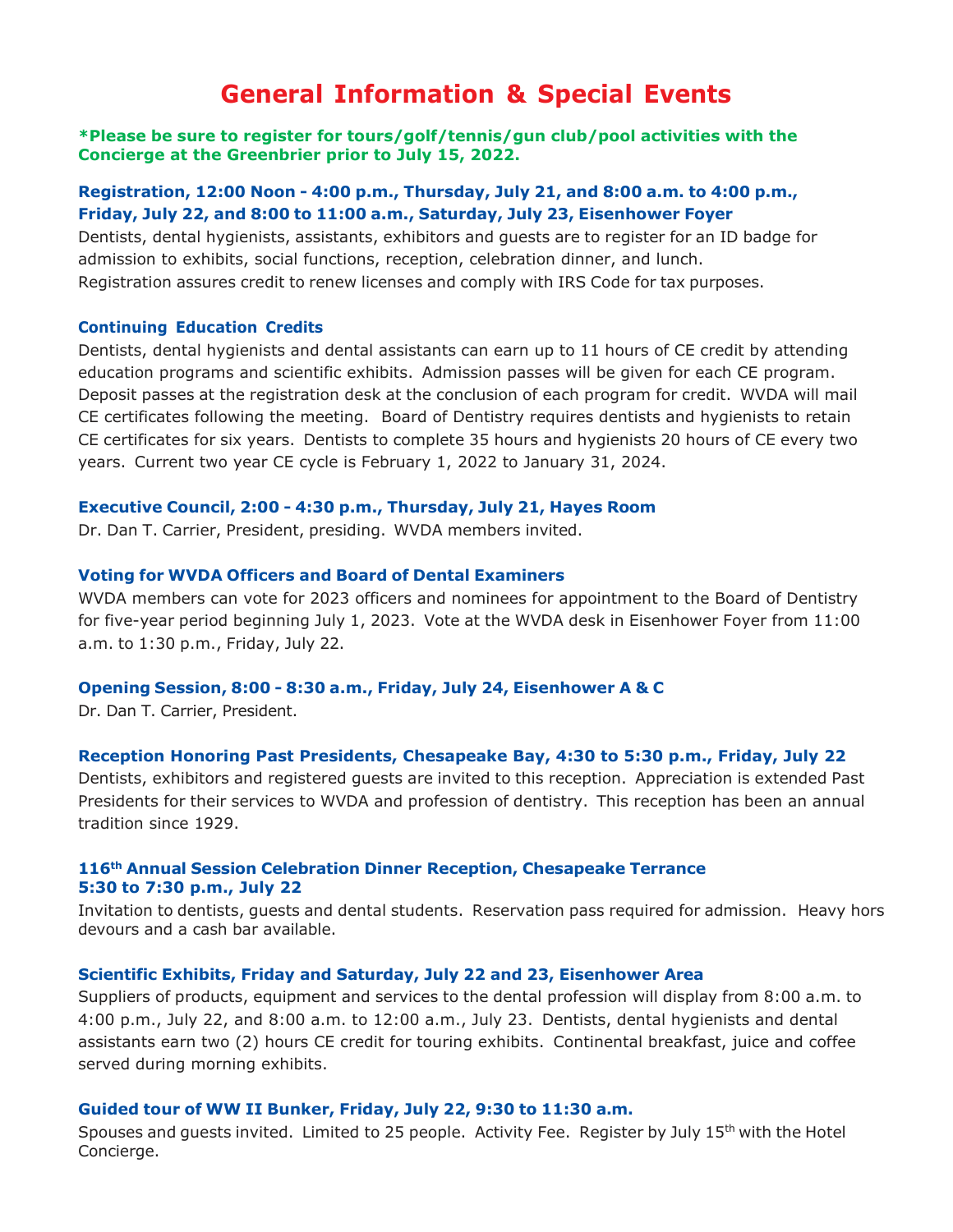# General Information & Special Events

**\*Please be sure to register for tours/golf/tennis/gun club/pool activities with the Concierge at the Greenbrier prior to July 15, 2022.**

### Registration, 12:00 Noon - 4:00 p.m., Thursday, July 21, and 8:00 a.m. to 4:00 p.m., Friday, July 22, and 8:00 to 11:00 a.m., Saturday, July 23, Eisenhower Foyer

Dentists, dental hygienists, assistants, exhibitors and guests are to register for an ID badge for admission to exhibits, social functions, reception, celebration dinner, and lunch. Registration assures credit to renew licenses and comply with IRS Code for tax purposes.

### Continuing Education Credits

Dentists, dental hygienists and dental assistants can earn up to 11 hours of CE credit by attending education programs and scientific exhibits. Admission passes will be given for each CE program. Deposit passes at the registration desk at the conclusion of each program for credit. WVDA will mail CE certificates following the meeting. Board of Dentistry requires dentists and hygienists to retain CE certificates for six years. Dentists to complete 35 hours and hygienists 20 hours of CE every two years. Current two year CE cycle is February 1, 2022 to January 31, 2024.

### Executive Council, 2:00 - 4:30 p.m., Thursday, July 21, Hayes Room

Dr. Dan T. Carrier, President, presiding. WVDA members invited.

### Voting for WVDA Officers and Board of Dental Examiners

WVDA members can vote for 2023 officers and nominees for appointment to the Board of Dentistry for five-year period beginning July 1, 2023. Vote at the WVDA desk in Eisenhower Foyer from 11:00 a.m. to 1:30 p.m., Friday, July 22.

### Opening Session, 8:00 - 8:30 a.m., Friday, July 24, Eisenhower A & C

Dr. Dan T. Carrier, President.

### Reception Honoring Past Presidents, Chesapeake Bay, 4:30 to 5:30 p.m., Friday, July 22

Dentists, exhibitors and registered guests are invited to this reception. Appreciation is extended Past Presidents for their services to WVDA and profession of dentistry. This reception has been an annual tradition since 1929.

### 116th Annual Session Celebration Dinner Reception, Chesapeake Terrance 5:30 to 7:30 p.m., July 22

Invitation to dentists, guests and dental students. Reservation pass required for admission. Heavy hors devours and a cash bar available.

### Scientific Exhibits, Friday and Saturday, July 22 and 23, Eisenhower Area

Suppliers of products, equipment and services to the dental profession will display from 8:00 a.m. to 4:00 p.m., July 22, and 8:00 a.m. to 12:00 a.m., July 23. Dentists, dental hygienists and dental assistants earn two (2) hours CE credit for touring exhibits. Continental breakfast, juice and coffee served during morning exhibits.

### Guided tour of WW II Bunker, Friday, July 22, 9:30 to 11:30 a.m.

Spouses and guests invited. Limited to 25 people. Activity Fee. Register by July 15th with the Hotel Concierge.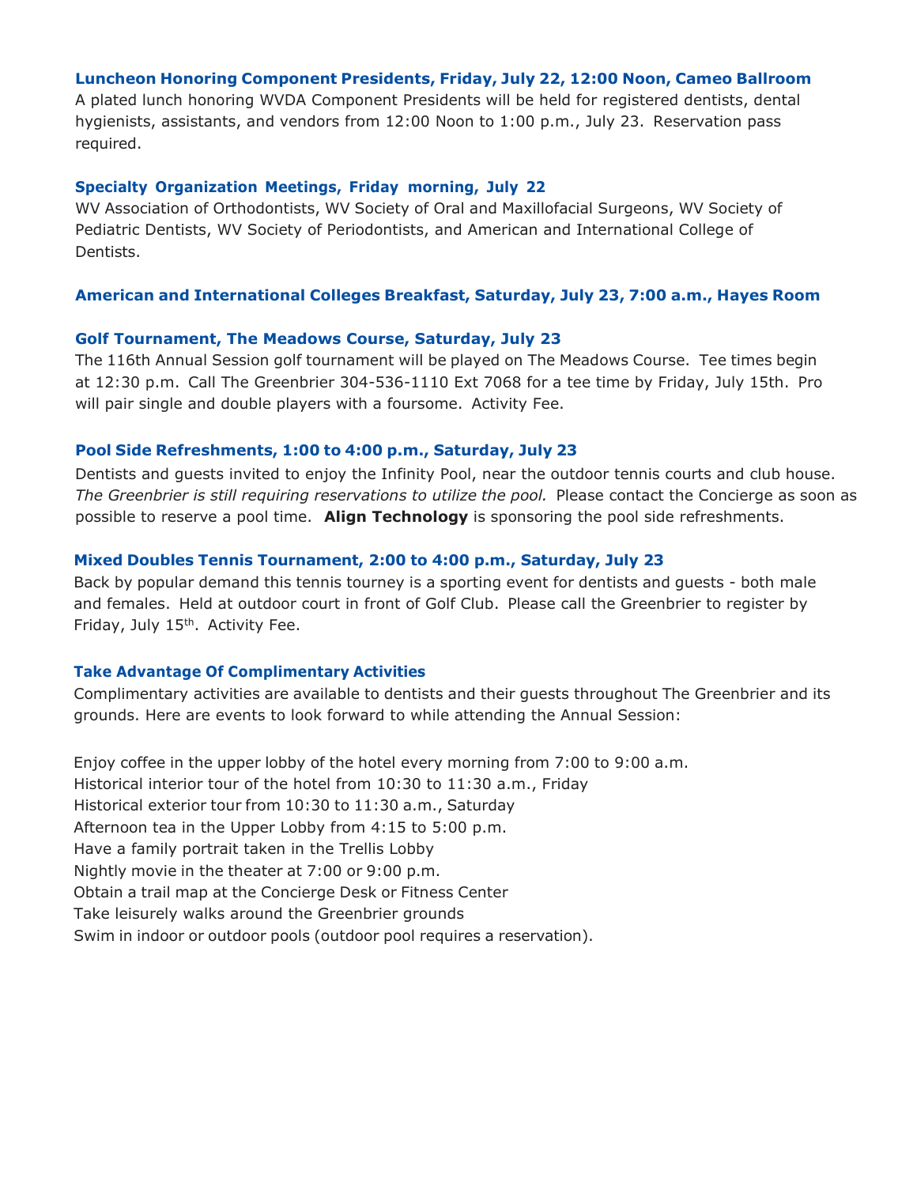**Luncheon Honoring Component Presidents, Friday, July 22, 12:00 Noon, Cameo Ballroom**

A plated lunch honoring WVDA Component Presidents will be held for registered dentists, dental hygienists, assistants, and vendors from 12:00 Noon to 1:00 p.m., July 23. Reservation pass required.

**Specialty Organization Meetings, Friday morning, July 22**

WV Association of Orthodontists, WV Society of Oral and Maxillofacial Surgeons, WV Society of Pediatric Dentists, WV Society of Periodontists, and American and International College of Dentists.

**American and International Colleges Breakfast, Saturday, July 23, 7:00 a.m., Hayes Room**

**Golf Tournament, The Meadows Course, Saturday, July 23**

The 116th Annual Session golf tournament will be played on The Meadows Course. Tee times begin at 12:30 p.m. Call The Greenbrier 304-536-1110 Ext 7068 for a tee time by Friday, July 15th. Pro will pair single and double players with a foursome. Activity Fee.

**Pool Side Refreshments, 1:00 to 4:00 p.m., Saturday, July 23**

Dentists and guests invited to enjoy the Infinity Pool, near the outdoor tennis courts and club house. *The Greenbrier is still requiring reservations to utilize the pool.* Please contact the Concierge as soon as possible to reserve a pool time. **Align Technology** is sponsoring the pool side refreshments.

**Mixed Doubles Tennis Tournament, 2:00 to 4:00 p.m., Saturday, July 23**

Back by popular demand this tennis tourney is a sporting event for dentists and guests - both male and females. Held at outdoor court in front of Golf Club. Please call the Greenbrier to register by Friday, July 15th. Activity Fee.

**Take Advantage Of Complimentary Activities**

Complimentary activities are available to dentists and their guests throughout The Greenbrier and its grounds. Here are events to look forward to while attending the Annual Session:

Enjoy coffee in the upper lobby of the hotel every morning from 7:00 to 9:00 a.m.
Historical interior tour of the hotel from 10:30 to 11:30 a.m., Friday
Historical exterior tour from 10:30 to 11:30 a.m., Saturday
Afternoon tea in the Upper Lobby from 4:15 to 5:00 p.m.
Have a family portrait taken in the Trellis Lobby
Nightly movie in the theater at 7:00 or 9:00 p.m.
Obtain a trail map at the Concierge Desk or Fitness Center
Take leisurely walks around the Greenbrier grounds
Swim in indoor or outdoor pools (outdoor pool requires a reservation).